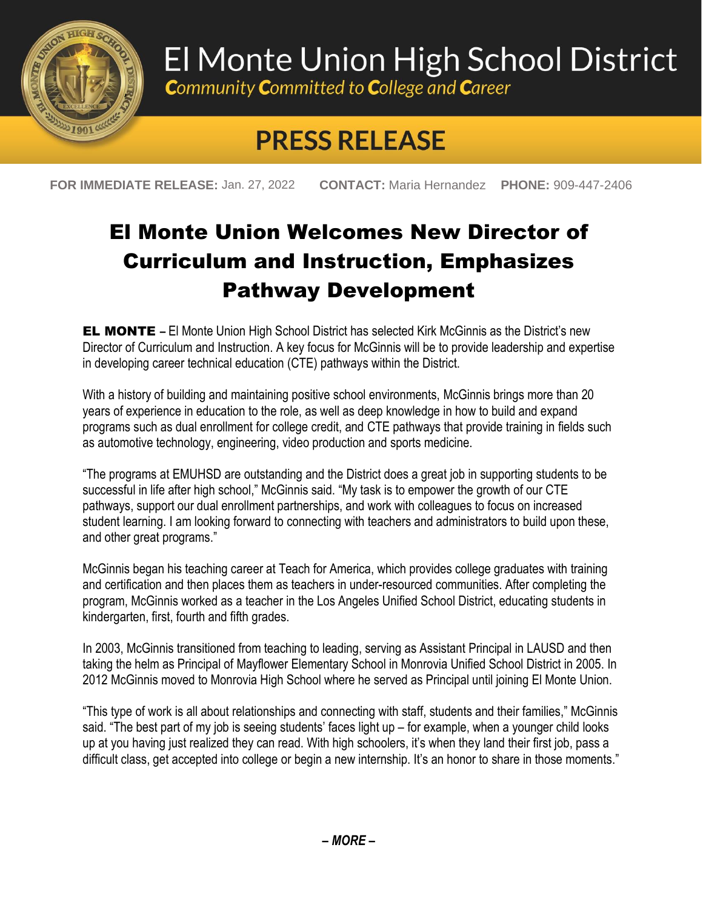# El Monte Union High School District

*Community Committed to College and Career*

## PRESS RELEASE

**FOR IMMEDIATE RELEASE:** Jan. 27, 2022 **CONTACT:** Maria Hernandez **PHONE:** 909-447-2406

# El Monte Union Welcomes New Director of Curriculum and Instruction, Emphasizes Pathway Development

**EL MONTE –** El Monte Union High School District has selected Kirk McGinnis as the District's new Director of Curriculum and Instruction. A key focus for McGinnis will be to provide leadership and expertise in developing career technical education (CTE) pathways within the District.

With a history of building and maintaining positive school environments, McGinnis brings more than 20 years of experience in education to the role, as well as deep knowledge in how to build and expand programs such as dual enrollment for college credit, and CTE pathways that provide training in fields such as automotive technology, engineering, video production and sports medicine.

"The programs at EMUHSD are outstanding and the District does a great job in supporting students to be successful in life after high school," McGinnis said. "My task is to empower the growth of our CTE pathways, support our dual enrollment partnerships, and work with colleagues to focus on increased student learning. I am looking forward to connecting with teachers and administrators to build upon these, and other great programs."

McGinnis began his teaching career at Teach for America, which provides college graduates with training and certification and then places them as teachers in under-resourced communities. After completing the program, McGinnis worked as a teacher in the Los Angeles Unified School District, educating students in kindergarten, first, fourth and fifth grades.

In 2003, McGinnis transitioned from teaching to leading, serving as Assistant Principal in LAUSD and then taking the helm as Principal of Mayflower Elementary School in Monrovia Unified School District in 2005. In 2012 McGinnis moved to Monrovia High School where he served as Principal until joining El Monte Union.

"This type of work is all about relationships and connecting with staff, students and their families," McGinnis said. "The best part of my job is seeing students' faces light up – for example, when a younger child looks up at you having just realized they can read. With high schoolers, it's when they land their first job, pass a difficult class, get accepted into college or begin a new internship. It's an honor to share in those moments."

***– MORE –***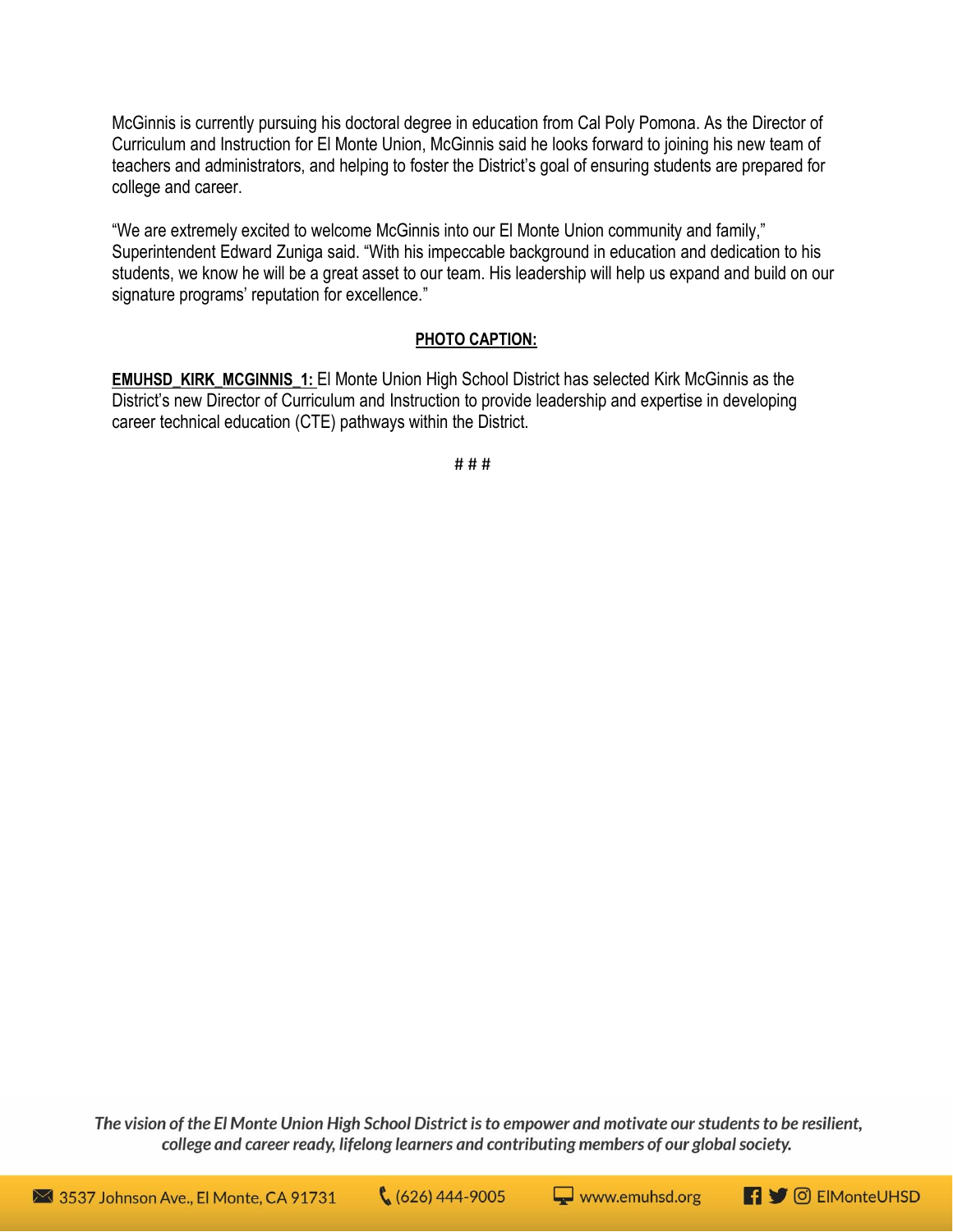McGinnis is currently pursuing his doctoral degree in education from Cal Poly Pomona. As the Director of Curriculum and Instruction for El Monte Union, McGinnis said he looks forward to joining his new team of teachers and administrators, and helping to foster the District's goal of ensuring students are prepared for college and career.

"We are extremely excited to welcome McGinnis into our El Monte Union community and family," Superintendent Edward Zuniga said. "With his impeccable background in education and dedication to his students, we know he will be a great asset to our team. His leadership will help us expand and build on our signature programs' reputation for excellence."

**PHOTO CAPTION:**

**EMUHSD_KIRK_MCGINNIS_1:** El Monte Union High School District has selected Kirk McGinnis as the District's new Director of Curriculum and Instruction to provide leadership and expertise in developing career technical education (CTE) pathways within the District.

# # #

*The vision of the El Monte Union High School District is to empower and motivate our students to be resilient, college and career ready, lifelong learners and contributing members of our global society.*

3537 Johnson Ave., El Monte, CA 91731 | (626) 444-9005 | www.emuhsd.org | ElMonteUHSD